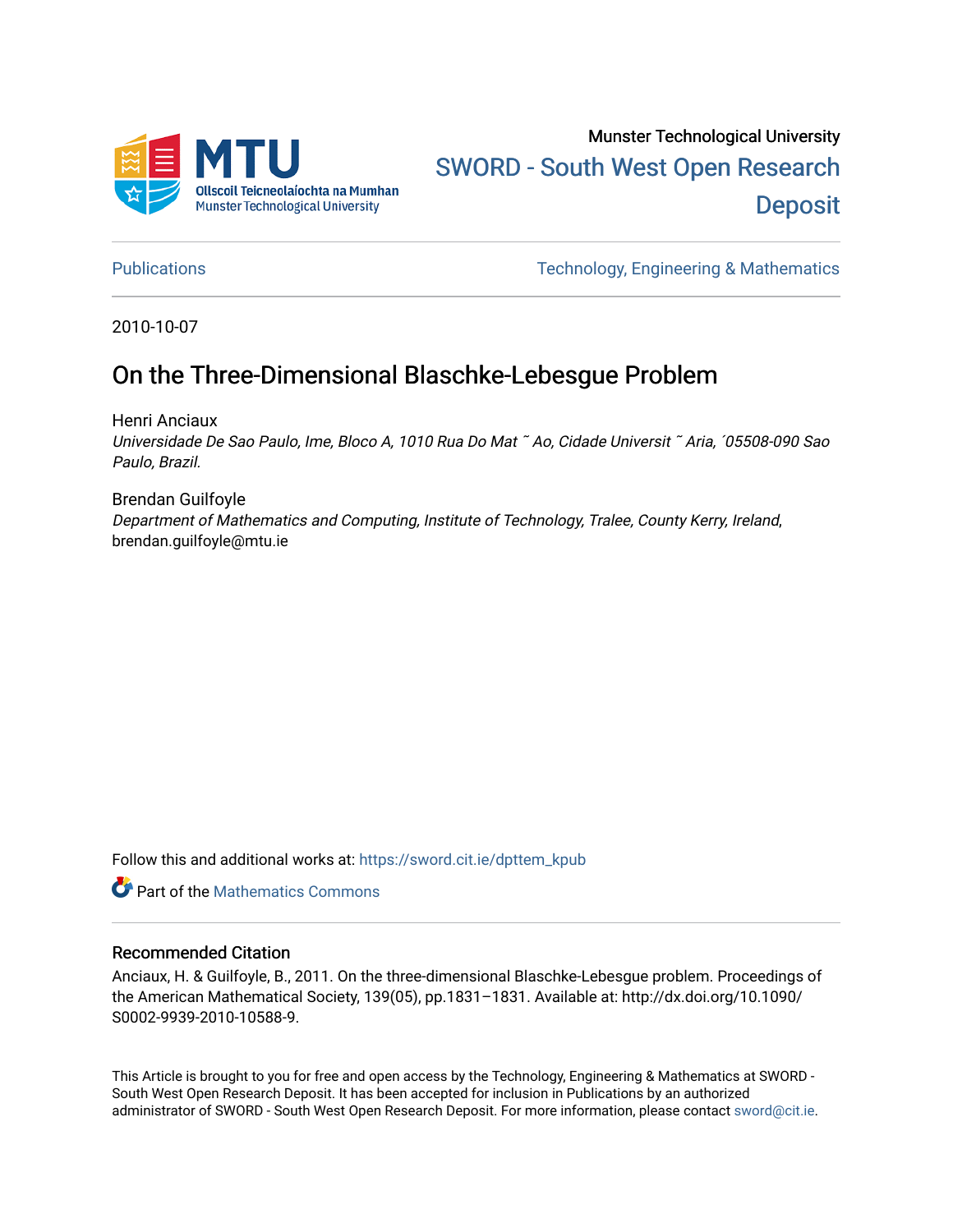Munster Technological University

SWORD - South West Open Research Deposit

Publications | Technology, Engineering & Mathematics

2010-10-07

# On the Three-Dimensional Blaschke-Lebesgue Problem

Henri Anciaux

*Universidade De Sao Paulo, Ime, Bloco A, 1010 Rua Do Mat ˜ Ao, Cidade Universit ˜ Aria, ´05508-090 Sao Paulo, Brazil.*

Brendan Guilfoyle

*Department of Mathematics and Computing, Institute of Technology, Tralee, County Kerry, Ireland*, brendan.guilfoyle@mtu.ie

Follow this and additional works at: https://sword.cit.ie/dpttem_kpub

Part of the Mathematics Commons

## Recommended Citation

Anciaux, H. & Guilfoyle, B., 2011. On the three-dimensional Blaschke-Lebesgue problem. Proceedings of the American Mathematical Society, 139(05), pp.1831–1831. Available at: http://dx.doi.org/10.1090/S0002-9939-2010-10588-9.

This Article is brought to you for free and open access by the Technology, Engineering & Mathematics at SWORD - South West Open Research Deposit. It has been accepted for inclusion in Publications by an authorized administrator of SWORD - South West Open Research Deposit. For more information, please contact sword@cit.ie.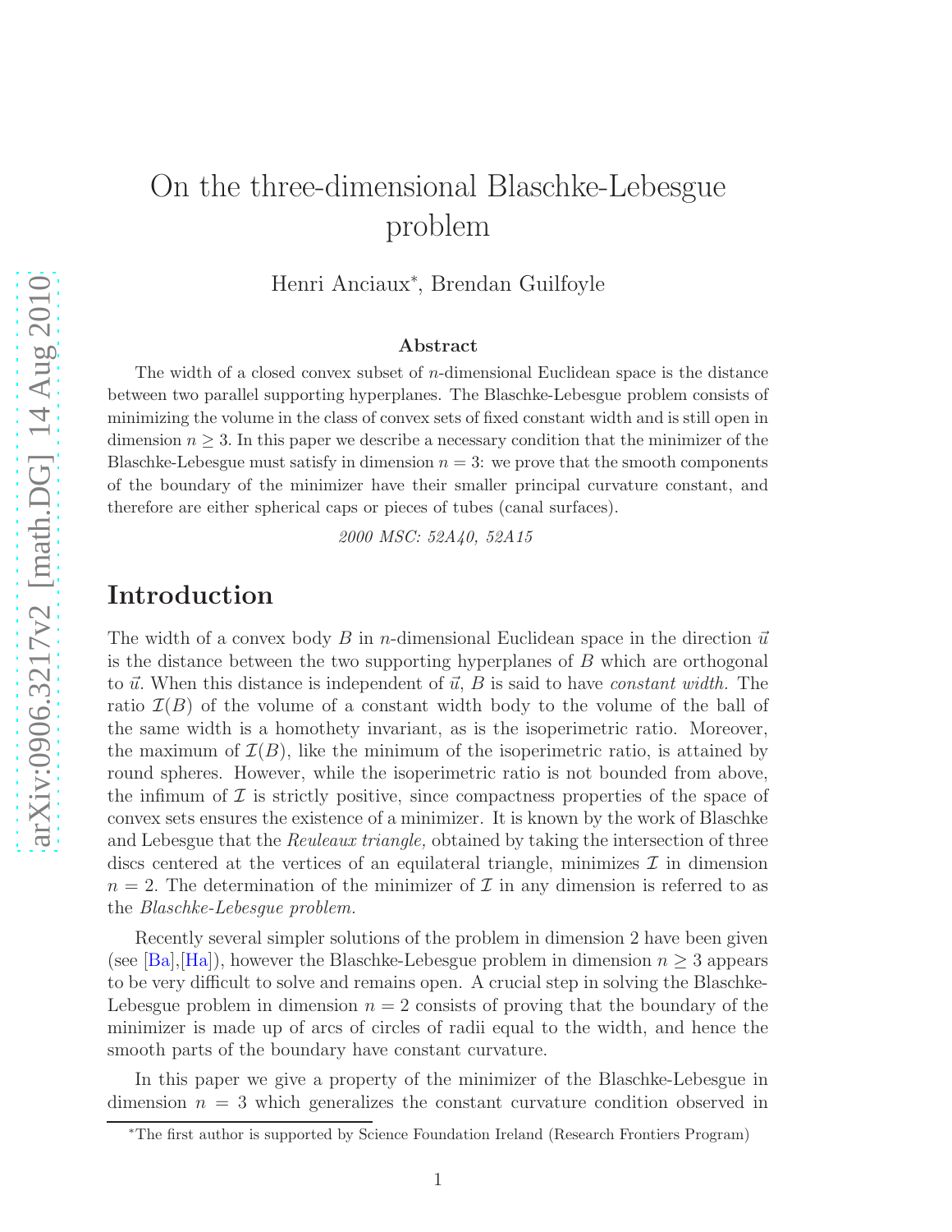# On the three-dimensional Blaschke-Lebesgue problem

Henri Anciaux*, Brendan Guilfoyle

arXiv:0906.3217v2 [math.DG] 14 Aug 2010

### Abstract

The width of a closed convex subset of $n$-dimensional Euclidean space is the distance between two parallel supporting hyperplanes. The Blaschke-Lebesgue problem consists of minimizing the volume in the class of convex sets of fixed constant width and is still open in dimension $n \geq 3$. In this paper we describe a necessary condition that the minimizer of the Blaschke-Lebesgue must satisfy in dimension $n = 3$: we prove that the smooth components of the boundary of the minimizer have their smaller principal curvature constant, and therefore are either spherical caps or pieces of tubes (canal surfaces).

*2000 MSC: 52A40, 52A15*

# Introduction

The width of a convex body $B$ in $n$-dimensional Euclidean space in the direction $\vec{u}$ is the distance between the two supporting hyperplanes of $B$ which are orthogonal to $\vec{u}$. When this distance is independent of $\vec{u}$, $B$ is said to have *constant width.* The ratio $\mathcal{I}(B)$ of the volume of a constant width body to the volume of the ball of the same width is a homothety invariant, as is the isoperimetric ratio. Moreover, the maximum of $\mathcal{I}(B)$, like the minimum of the isoperimetric ratio, is attained by round spheres. However, while the isoperimetric ratio is not bounded from above, the infimum of $\mathcal{I}$ is strictly positive, since compactness properties of the space of convex sets ensures the existence of a minimizer. It is known by the work of Blaschke and Lebesgue that the *Reuleaux triangle,* obtained by taking the intersection of three discs centered at the vertices of an equilateral triangle, minimizes $\mathcal{I}$ in dimension $n = 2$. The determination of the minimizer of $\mathcal{I}$ in any dimension is referred to as the *Blaschke-Lebesgue problem.*

Recently several simpler solutions of the problem in dimension 2 have been given (see [Ba],[Ha]), however the Blaschke-Lebesgue problem in dimension $n \geq 3$ appears to be very difficult to solve and remains open. A crucial step in solving the Blaschke-Lebesgue problem in dimension $n = 2$ consists of proving that the boundary of the minimizer is made up of arcs of circles of radii equal to the width, and hence the smooth parts of the boundary have constant curvature.

In this paper we give a property of the minimizer of the Blaschke-Lebesgue in dimension $n = 3$ which generalizes the constant curvature condition observed in

*The first author is supported by Science Foundation Ireland (Research Frontiers Program)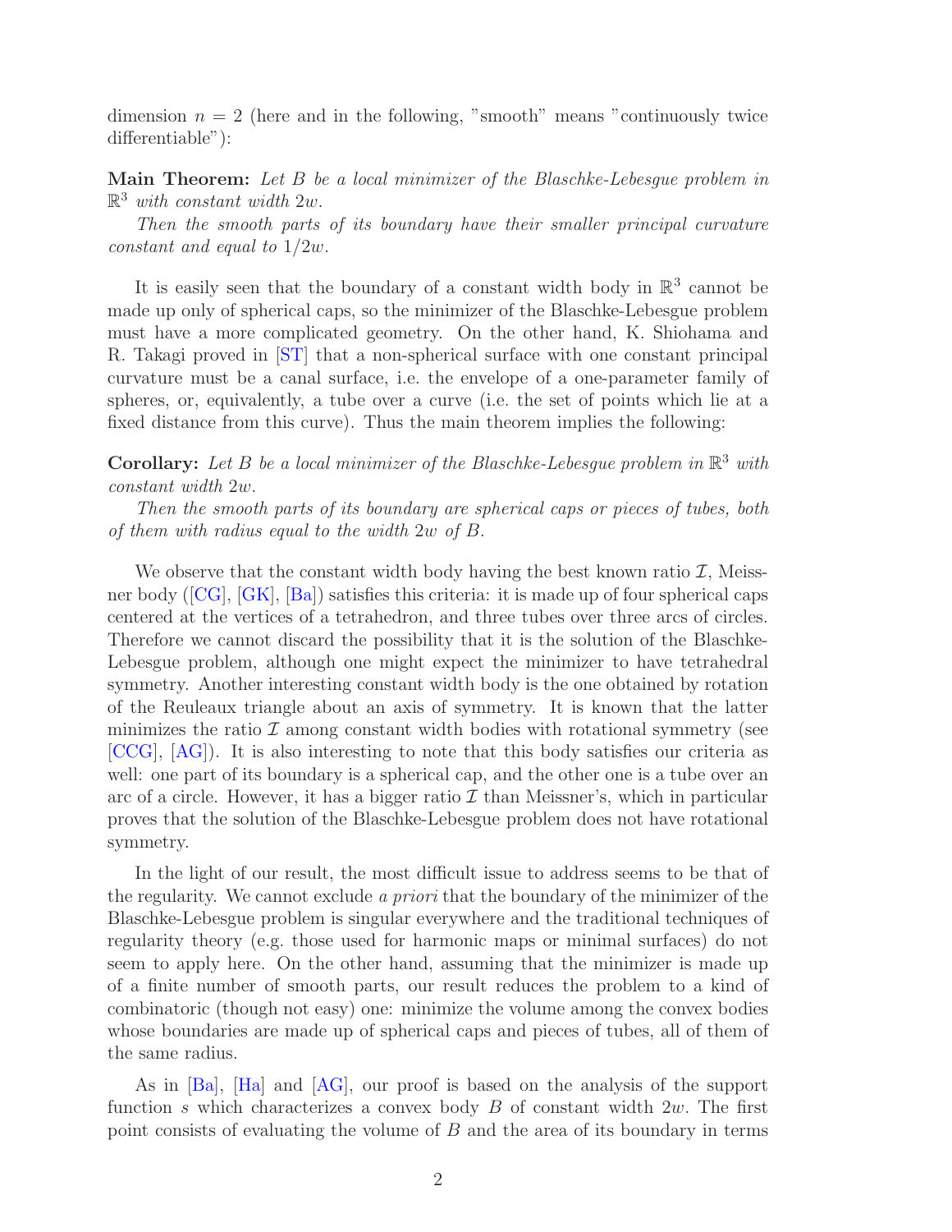dimension $n = 2$ (here and in the following, "smooth" means "continuously twice differentiable"):

**Main Theorem:** *Let $B$ be a local minimizer of the Blaschke-Lebesgue problem in $\mathbb{R}^3$ with constant width $2w$.*

*Then the smooth parts of its boundary have their smaller principal curvature constant and equal to $1/2w$.*

It is easily seen that the boundary of a constant width body in $\mathbb{R}^3$ cannot be made up only of spherical caps, so the minimizer of the Blaschke-Lebesgue problem must have a more complicated geometry. On the other hand, K. Shiohama and R. Takagi proved in [ST] that a non-spherical surface with one constant principal curvature must be a canal surface, i.e. the envelope of a one-parameter family of spheres, or, equivalently, a tube over a curve (i.e. the set of points which lie at a fixed distance from this curve). Thus the main theorem implies the following:

**Corollary:** *Let $B$ be a local minimizer of the Blaschke-Lebesgue problem in $\mathbb{R}^3$ with constant width $2w$.*

*Then the smooth parts of its boundary are spherical caps or pieces of tubes, both of them with radius equal to the width $2w$ of $B$.*

We observe that the constant width body having the best known ratio $\mathcal{I}$, Meissner body ([CG], [GK], [Ba]) satisfies this criteria: it is made up of four spherical caps centered at the vertices of a tetrahedron, and three tubes over three arcs of circles. Therefore we cannot discard the possibility that it is the solution of the Blaschke-Lebesgue problem, although one might expect the minimizer to have tetrahedral symmetry. Another interesting constant width body is the one obtained by rotation of the Reuleaux triangle about an axis of symmetry. It is known that the latter minimizes the ratio $\mathcal{I}$ among constant width bodies with rotational symmetry (see [CCG], [AG]). It is also interesting to note that this body satisfies our criteria as well: one part of its boundary is a spherical cap, and the other one is a tube over an arc of a circle. However, it has a bigger ratio $\mathcal{I}$ than Meissner's, which in particular proves that the solution of the Blaschke-Lebesgue problem does not have rotational symmetry.

In the light of our result, the most difficult issue to address seems to be that of the regularity. We cannot exclude *a priori* that the boundary of the minimizer of the Blaschke-Lebesgue problem is singular everywhere and the traditional techniques of regularity theory (e.g. those used for harmonic maps or minimal surfaces) do not seem to apply here. On the other hand, assuming that the minimizer is made up of a finite number of smooth parts, our result reduces the problem to a kind of combinatoric (though not easy) one: minimize the volume among the convex bodies whose boundaries are made up of spherical caps and pieces of tubes, all of them of the same radius.

As in [Ba], [Ha] and [AG], our proof is based on the analysis of the support function $s$ which characterizes a convex body $B$ of constant width $2w$. The first point consists of evaluating the volume of $B$ and the area of its boundary in terms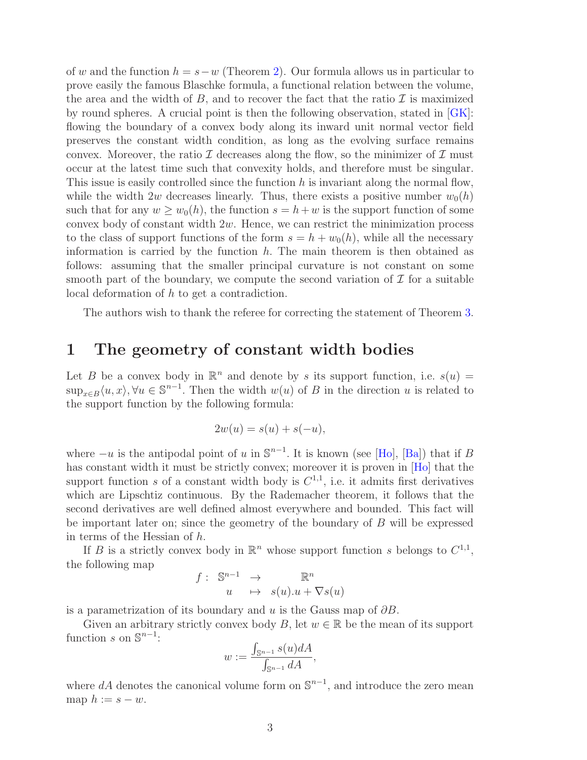of $w$ and the function $h = s - w$ (Theorem 2). Our formula allows us in particular to prove easily the famous Blaschke formula, a functional relation between the volume, the area and the width of $B$, and to recover the fact that the ratio $\mathcal{I}$ is maximized by round spheres. A crucial point is then the following observation, stated in [GK]: flowing the boundary of a convex body along its inward unit normal vector field preserves the constant width condition, as long as the evolving surface remains convex. Moreover, the ratio $\mathcal{I}$ decreases along the flow, so the minimizer of $\mathcal{I}$ must occur at the latest time such that convexity holds, and therefore must be singular. This issue is easily controlled since the function $h$ is invariant along the normal flow, while the width $2w$ decreases linearly. Thus, there exists a positive number $w_0(h)$ such that for any $w \geq w_0(h)$, the function $s = h + w$ is the support function of some convex body of constant width $2w$. Hence, we can restrict the minimization process to the class of support functions of the form $s = h + w_0(h)$, while all the necessary information is carried by the function $h$. The main theorem is then obtained as follows: assuming that the smaller principal curvature is not constant on some smooth part of the boundary, we compute the second variation of $\mathcal{I}$ for a suitable local deformation of $h$ to get a contradiction.

The authors wish to thank the referee for correcting the statement of Theorem 3.

# 1 The geometry of constant width bodies

Let $B$ be a convex body in $\mathbb{R}^n$ and denote by $s$ its support function, i.e. $s(u) = \sup_{x \in B} \langle u, x \rangle, \forall u \in \mathbb{S}^{n-1}$. Then the width $w(u)$ of $B$ in the direction $u$ is related to the support function by the following formula:

$$2w(u) = s(u) + s(-u),$$

where $-u$ is the antipodal point of $u$ in $\mathbb{S}^{n-1}$. It is known (see [Ho], [Ba]) that if $B$ has constant width it must be strictly convex; moreover it is proven in [Ho] that the support function $s$ of a constant width body is $C^{1,1}$, i.e. it admits first derivatives which are Lipschtiz continuous. By the Rademacher theorem, it follows that the second derivatives are well defined almost everywhere and bounded. This fact will be important later on; since the geometry of the boundary of $B$ will be expressed in terms of the Hessian of $h$.

If $B$ is a strictly convex body in $\mathbb{R}^n$ whose support function $s$ belongs to $C^{1,1}$, the following map

$$\begin{array}{rccc} f: & \mathbb{S}^{n-1} & \to & \mathbb{R}^n \\ & u & \mapsto & s(u).u + \nabla s(u) \end{array}$$

is a parametrization of its boundary and $u$ is the Gauss map of $\partial B$.

Given an arbitrary strictly convex body $B$, let $w \in \mathbb{R}$ be the mean of its support function $s$ on $\mathbb{S}^{n-1}$:

$$w := \frac{\int_{\mathbb{S}^{n-1}} s(u) dA}{\int_{\mathbb{S}^{n-1}} dA},$$

where $dA$ denotes the canonical volume form on $\mathbb{S}^{n-1}$, and introduce the zero mean map $h := s - w$.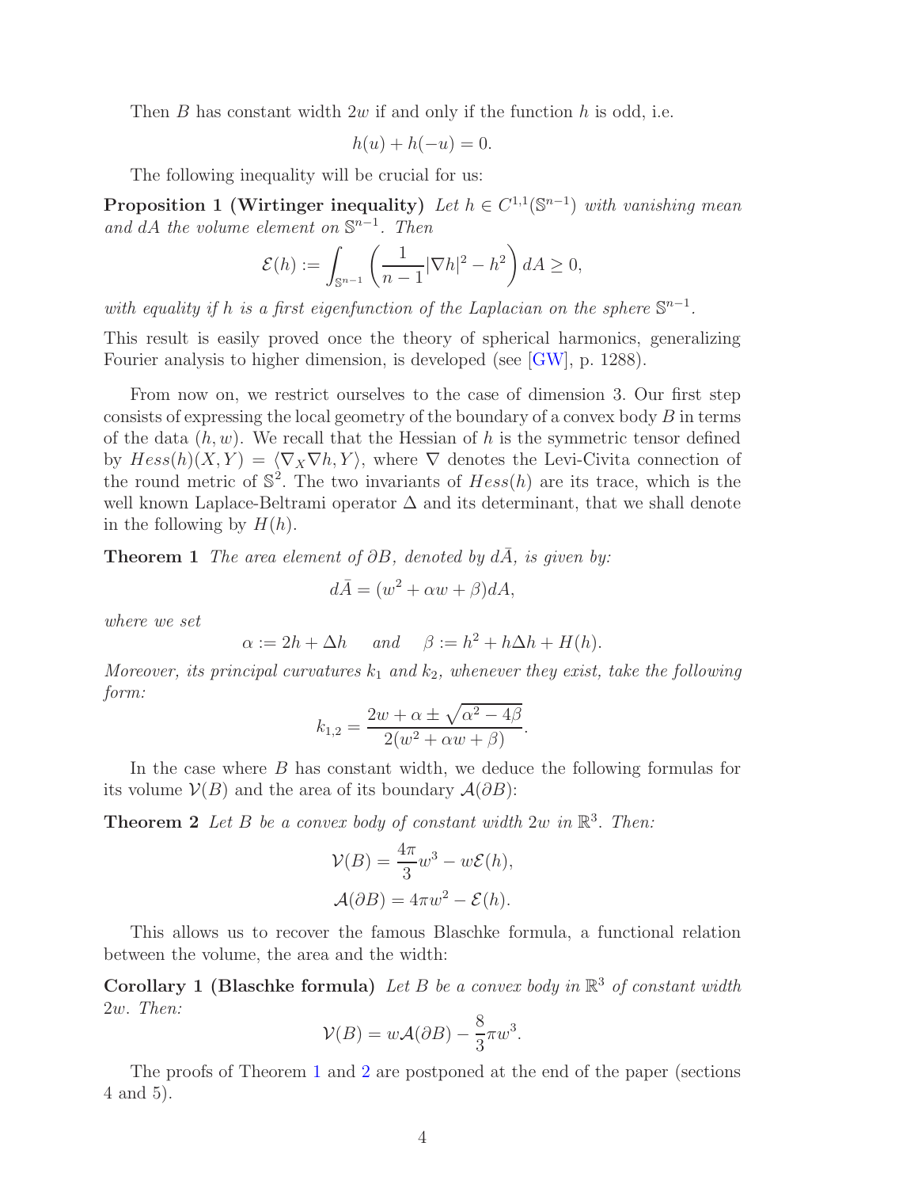Then $B$ has constant width $2w$ if and only if the function $h$ is odd, i.e.

$$h(u) + h(-u) = 0.$$

The following inequality will be crucial for us:

**Proposition 1 (Wirtinger inequality)** *Let $h \in C^{1,1}(\mathbb{S}^{n-1})$ with vanishing mean and $dA$ the volume element on $\mathbb{S}^{n-1}$. Then*

$$\mathcal{E}(h) := \int_{\mathbb{S}^{n-1}} \left( \frac{1}{n-1} |\nabla h|^2 - h^2 \right) dA \geq 0,$$

*with equality if $h$ is a first eigenfunction of the Laplacian on the sphere $\mathbb{S}^{n-1}$.*

This result is easily proved once the theory of spherical harmonics, generalizing Fourier analysis to higher dimension, is developed (see [GW], p. 1288).

From now on, we restrict ourselves to the case of dimension 3. Our first step consists of expressing the local geometry of the boundary of a convex body $B$ in terms of the data $(h, w)$. We recall that the Hessian of $h$ is the symmetric tensor defined by $Hess(h)(X, Y) = \langle \nabla_X \nabla h, Y \rangle$, where $\nabla$ denotes the Levi-Civita connection of the round metric of $\mathbb{S}^2$. The two invariants of $Hess(h)$ are its trace, which is the well known Laplace-Beltrami operator $\Delta$ and its determinant, that we shall denote in the following by $H(h)$.

**Theorem 1** *The area element of $\partial B$, denoted by $d\bar{A}$, is given by:*

$$d\bar{A} = (w^2 + \alpha w + \beta) dA,$$

*where we set*

$$\alpha := 2h + \Delta h \quad \text{ and } \quad \beta := h^2 + h\Delta h + H(h).$$

*Moreover, its principal curvatures $k_1$ and $k_2$, whenever they exist, take the following form:*

$$k_{1,2} = \frac{2w + \alpha \pm \sqrt{\alpha^2 - 4\beta}}{2(w^2 + \alpha w + \beta)}.$$

In the case where $B$ has constant width, we deduce the following formulas for its volume $\mathcal{V}(B)$ and the area of its boundary $\mathcal{A}(\partial B)$:

**Theorem 2** *Let $B$ be a convex body of constant width $2w$ in $\mathbb{R}^3$. Then:*

$$\mathcal{V}(B) = \frac{4\pi}{3} w^3 - w\mathcal{E}(h),$$

$$\mathcal{A}(\partial B) = 4\pi w^2 - \mathcal{E}(h).$$

This allows us to recover the famous Blaschke formula, a functional relation between the volume, the area and the width:

**Corollary 1 (Blaschke formula)** *Let $B$ be a convex body in $\mathbb{R}^3$ of constant width $2w$. Then:*

$$\mathcal{V}(B) = w\mathcal{A}(\partial B) - \frac{8}{3}\pi w^3.$$

The proofs of Theorem 1 and 2 are postponed at the end of the paper (sections 4 and 5).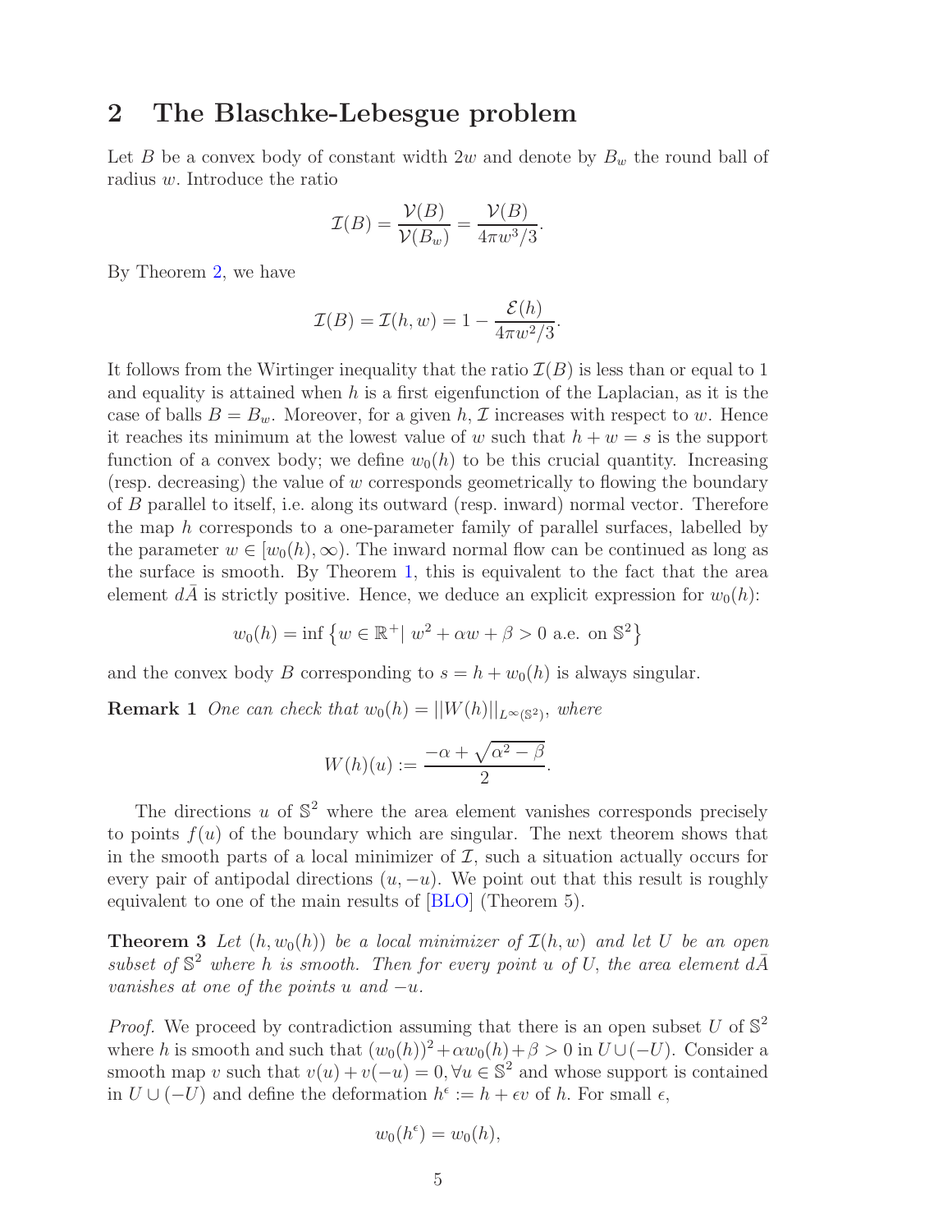## 2 The Blaschke-Lebesgue problem

Let $B$ be a convex body of constant width $2w$ and denote by $B_w$ the round ball of radius $w$. Introduce the ratio

$$\mathcal{I}(B) = \frac{\mathcal{V}(B)}{\mathcal{V}(B_w)} = \frac{\mathcal{V}(B)}{4\pi w^3/3}.$$

By Theorem 2, we have

$$\mathcal{I}(B) = \mathcal{I}(h, w) = 1 - \frac{\mathcal{E}(h)}{4\pi w^2/3}.$$

It follows from the Wirtinger inequality that the ratio $\mathcal{I}(B)$ is less than or equal to 1 and equality is attained when $h$ is a first eigenfunction of the Laplacian, as it is the case of balls $B = B_w$. Moreover, for a given $h$, $\mathcal{I}$ increases with respect to $w$. Hence it reaches its minimum at the lowest value of $w$ such that $h + w = s$ is the support function of a convex body; we define $w_0(h)$ to be this crucial quantity. Increasing (resp. decreasing) the value of $w$ corresponds geometrically to flowing the boundary of $B$ parallel to itself, i.e. along its outward (resp. inward) normal vector. Therefore the map $h$ corresponds to a one-parameter family of parallel surfaces, labelled by the parameter $w \in [w_0(h), \infty)$. The inward normal flow can be continued as long as the surface is smooth. By Theorem 1, this is equivalent to the fact that the area element $d\bar{A}$ is strictly positive. Hence, we deduce an explicit expression for $w_0(h)$:

$$w_0(h) = \inf \left\{ w \in \mathbb{R}^+ | \ w^2 + \alpha w + \beta > 0 \text{ a.e. on } \mathbb{S}^2 \right\}$$

and the convex body $B$ corresponding to $s = h + w_0(h)$ is always singular.

**Remark 1** *One can check that $w_0(h) = ||W(h)||_{L^\infty(\mathbb{S}^2)}$, where*

$$W(h)(u) := \frac{-\alpha + \sqrt{\alpha^2 - \beta}}{2}.$$

The directions $u$ of $\mathbb{S}^2$ where the area element vanishes corresponds precisely to points $f(u)$ of the boundary which are singular. The next theorem shows that in the smooth parts of a local minimizer of $\mathcal{I}$, such a situation actually occurs for every pair of antipodal directions $(u, -u)$. We point out that this result is roughly equivalent to one of the main results of [BLO] (Theorem 5).

**Theorem 3** *Let $(h, w_0(h))$ be a local minimizer of $\mathcal{I}(h, w)$ and let $U$ be an open subset of $\mathbb{S}^2$ where $h$ is smooth. Then for every point $u$ of $U$, the area element $d\bar{A}$ vanishes at one of the points $u$ and $-u$.*

*Proof.* We proceed by contradiction assuming that there is an open subset $U$ of $\mathbb{S}^2$ where $h$ is smooth and such that $(w_0(h))^2 + \alpha w_0(h) + \beta > 0$ in $U \cup (-U)$. Consider a smooth map $v$ such that $v(u) + v(-u) = 0, \forall u \in \mathbb{S}^2$ and whose support is contained in $U \cup (-U)$ and define the deformation $h^\epsilon := h + \epsilon v$ of $h$. For small $\epsilon$,

$$w_0(h^\epsilon) = w_0(h),$$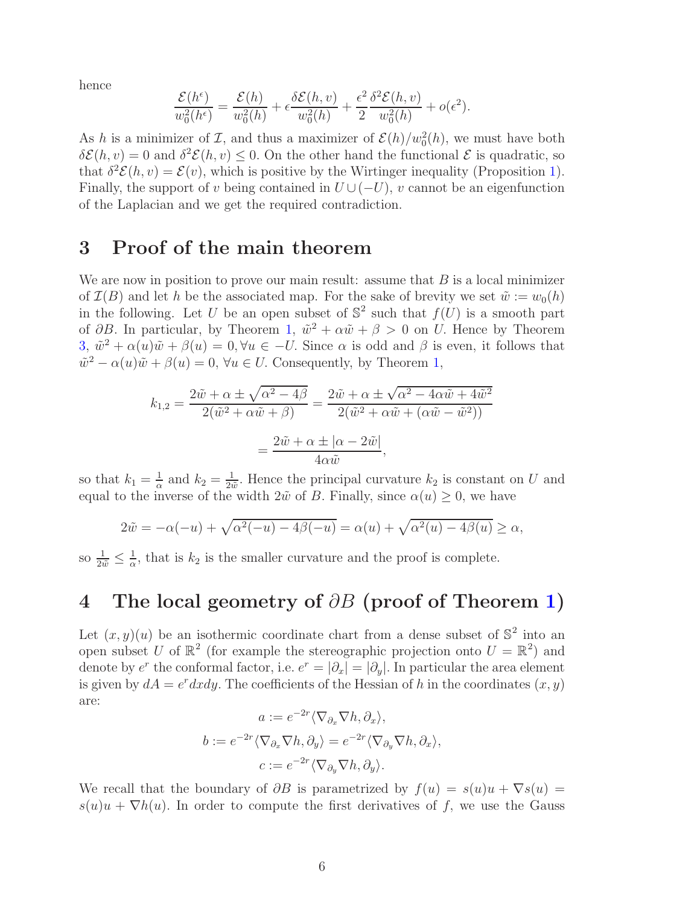hence

$$\frac{\mathcal{E}(h^\epsilon)}{w_0^2(h^\epsilon)} = \frac{\mathcal{E}(h)}{w_0^2(h)} + \epsilon \frac{\delta \mathcal{E}(h,v)}{w_0^2(h)} + \frac{\epsilon^2}{2} \frac{\delta^2 \mathcal{E}(h,v)}{w_0^2(h)} + o(\epsilon^2).$$

As $h$ is a minimizer of $\mathcal{I}$, and thus a maximizer of $\mathcal{E}(h)/w_0^2(h)$, we must have both $\delta \mathcal{E}(h,v) = 0$ and $\delta^2 \mathcal{E}(h,v) \leq 0$. On the other hand the functional $\mathcal{E}$ is quadratic, so that $\delta^2 \mathcal{E}(h,v) = \mathcal{E}(v)$, which is positive by the Wirtinger inequality (Proposition 1). Finally, the support of $v$ being contained in $U \cup (-U)$, $v$ cannot be an eigenfunction of the Laplacian and we get the required contradiction.

## 3 Proof of the main theorem

We are now in position to prove our main result: assume that $B$ is a local minimizer of $\mathcal{I}(B)$ and let $h$ be the associated map. For the sake of brevity we set $\tilde{w} := w_0(h)$ in the following. Let $U$ be an open subset of $\mathbb{S}^2$ such that $f(U)$ is a smooth part of $\partial B$. In particular, by Theorem 1, $\tilde{w}^2 + \alpha \tilde{w} + \beta > 0$ on $U$. Hence by Theorem 3, $\tilde{w}^2 + \alpha(u)\tilde{w} + \beta(u) = 0, \forall u \in -U$. Since $\alpha$ is odd and $\beta$ is even, it follows that $\tilde{w}^2 - \alpha(u)\tilde{w} + \beta(u) = 0$, $\forall u \in U$. Consequently, by Theorem 1,

$$k_{1,2} = \frac{2\tilde{w} + \alpha \pm \sqrt{\alpha^2 - 4\beta}}{2(\tilde{w}^2 + \alpha\tilde{w} + \beta)} = \frac{2\tilde{w} + \alpha \pm \sqrt{\alpha^2 - 4\alpha\tilde{w} + 4\tilde{w}^2}}{2(\tilde{w}^2 + \alpha\tilde{w} + (\alpha\tilde{w} - \tilde{w}^2))}$$

$$= \frac{2\tilde{w} + \alpha \pm |\alpha - 2\tilde{w}|}{4\alpha\tilde{w}},$$

so that $k_1 = \frac{1}{\alpha}$ and $k_2 = \frac{1}{2\tilde{w}}$. Hence the principal curvature $k_2$ is constant on $U$ and equal to the inverse of the width $2\tilde{w}$ of $B$. Finally, since $\alpha(u) \geq 0$, we have

$$2\tilde{w} = -\alpha(-u) + \sqrt{\alpha^2(-u) - 4\beta(-u)} = \alpha(u) + \sqrt{\alpha^2(u) - 4\beta(u)} \geq \alpha,$$

so $\frac{1}{2\tilde{w}} \leq \frac{1}{\alpha}$, that is $k_2$ is the smaller curvature and the proof is complete.

## 4 The local geometry of $\partial B$ (proof of Theorem 1)

Let $(x,y)(u)$ be an isothermic coordinate chart from a dense subset of $\mathbb{S}^2$ into an open subset $U$ of $\mathbb{R}^2$ (for example the stereographic projection onto $U = \mathbb{R}^2$) and denote by $e^r$ the conformal factor, i.e. $e^r = |\partial_x| = |\partial_y|$. In particular the area element is given by $dA = e^r dxdy$. The coefficients of the Hessian of $h$ in the coordinates $(x,y)$ are:

$$a := e^{-2r}\langle \nabla_{\partial_x} \nabla h, \partial_x \rangle,$$
$$b := e^{-2r}\langle \nabla_{\partial_x} \nabla h, \partial_y \rangle = e^{-2r}\langle \nabla_{\partial_y} \nabla h, \partial_x \rangle,$$
$$c := e^{-2r}\langle \nabla_{\partial_y} \nabla h, \partial_y \rangle.$$

We recall that the boundary of $\partial B$ is parametrized by $f(u) = s(u)u + \nabla s(u) = s(u)u + \nabla h(u)$. In order to compute the first derivatives of $f$, we use the Gauss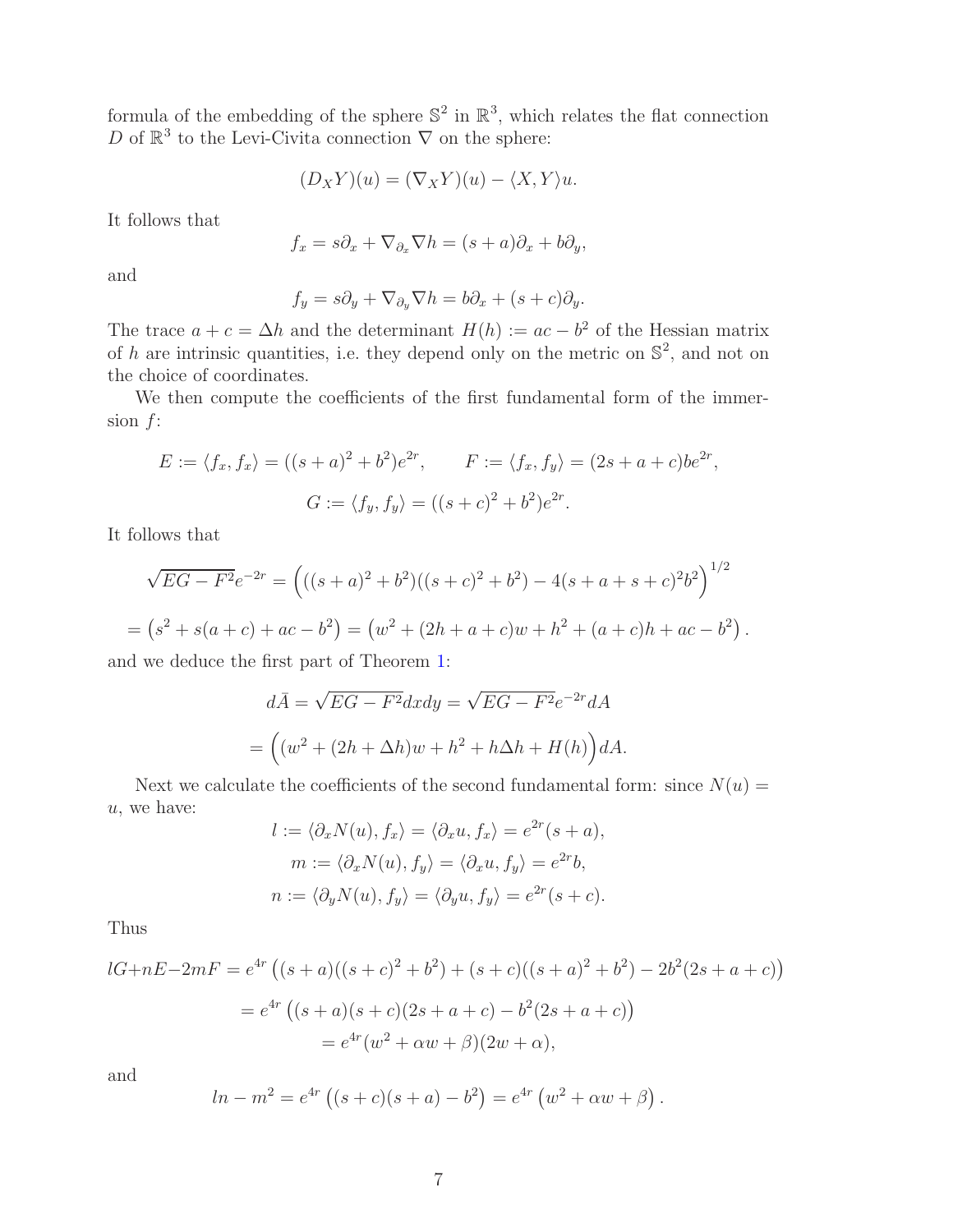formula of the embedding of the sphere $\mathbb{S}^2$ in $\mathbb{R}^3$, which relates the flat connection $D$ of $\mathbb{R}^3$ to the Levi-Civita connection $\nabla$ on the sphere:

$$(D_X Y)(u) = (\nabla_X Y)(u) - \langle X, Y\rangle u.$$

It follows that

$$f_x = s\partial_x + \nabla_{\partial_x}\nabla h = (s+a)\partial_x + b\partial_y,$$

and

$$f_y = s\partial_y + \nabla_{\partial_y}\nabla h = b\partial_x + (s+c)\partial_y.$$

The trace $a + c = \Delta h$ and the determinant $H(h) := ac - b^2$ of the Hessian matrix of $h$ are intrinsic quantities, i.e. they depend only on the metric on $\mathbb{S}^2$, and not on the choice of coordinates.

We then compute the coefficients of the first fundamental form of the immersion $f$:

$$E := \langle f_x, f_x\rangle = ((s+a)^2 + b^2)e^{2r}, \qquad F := \langle f_x, f_y\rangle = (2s+a+c)be^{2r},$$

$$G := \langle f_y, f_y\rangle = ((s+c)^2 + b^2)e^{2r}.$$

It follows that

$$\sqrt{EG-F^2}e^{-2r} = \Big(((s+a)^2+b^2)((s+c)^2+b^2) - 4(s+a+s+c)^2b^2\Big)^{1/2}$$

$$= \left(s^2 + s(a+c) + ac - b^2\right) = \left(w^2 + (2h+a+c)w + h^2 + (a+c)h + ac - b^2\right).$$

and we deduce the first part of Theorem 1:

$$d\bar{A} = \sqrt{EG-F^2}dxdy = \sqrt{EG-F^2}e^{-2r}dA$$

$$= \Big((w^2 + (2h+\Delta h)w + h^2 + h\Delta h + H(h)\Big)dA.$$

Next we calculate the coefficients of the second fundamental form: since $N(u) = u$, we have:

$$l := \langle \partial_x N(u), f_x\rangle = \langle \partial_x u, f_x\rangle = e^{2r}(s+a),$$

$$m := \langle \partial_x N(u), f_y\rangle = \langle \partial_x u, f_y\rangle = e^{2r}b,$$

$$n := \langle \partial_y N(u), f_y\rangle = \langle \partial_y u, f_y\rangle = e^{2r}(s+c).$$

Thus

$$lG + nE - 2mF = e^{4r}\left((s+a)((s+c)^2+b^2) + (s+c)((s+a)^2+b^2) - 2b^2(2s+a+c)\right)$$

$$= e^{4r}\left((s+a)(s+c)(2s+a+c) - b^2(2s+a+c)\right)$$

$$= e^{4r}(w^2 + \alpha w + \beta)(2w+\alpha),$$

and

$$ln - m^2 = e^{4r}\left((s+c)(s+a) - b^2\right) = e^{4r}\left(w^2 + \alpha w + \beta\right).$$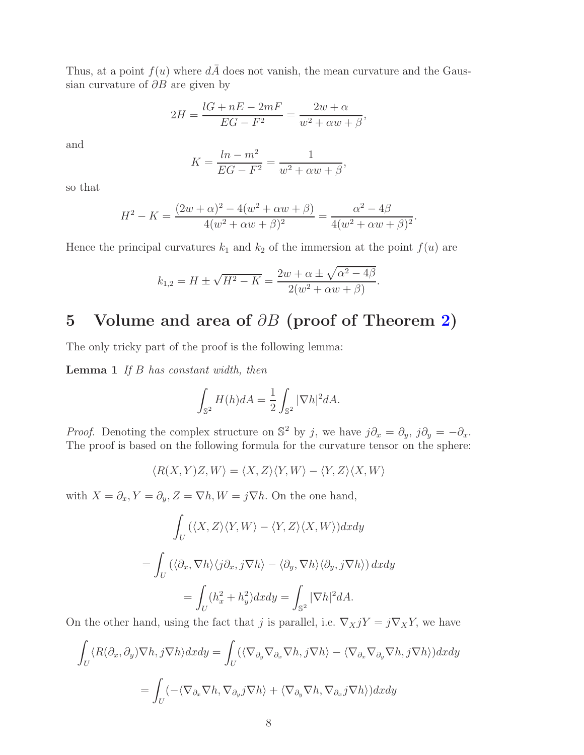Thus, at a point $f(u)$ where $d\bar{A}$ does not vanish, the mean curvature and the Gaussian curvature of $\partial B$ are given by

$$2H = \frac{lG + nE - 2mF}{EG - F^2} = \frac{2w + \alpha}{w^2 + \alpha w + \beta},$$

and

$$K = \frac{ln - m^2}{EG - F^2} = \frac{1}{w^2 + \alpha w + \beta},$$

so that

$$H^2 - K = \frac{(2w + \alpha)^2 - 4(w^2 + \alpha w + \beta)}{4(w^2 + \alpha w + \beta)^2} = \frac{\alpha^2 - 4\beta}{4(w^2 + \alpha w + \beta)^2}.$$

Hence the principal curvatures $k_1$ and $k_2$ of the immersion at the point $f(u)$ are

$$k_{1,2} = H \pm \sqrt{H^2 - K} = \frac{2w + \alpha \pm \sqrt{\alpha^2 - 4\beta}}{2(w^2 + \alpha w + \beta)}.$$

# 5 Volume and area of $\partial B$ (proof of Theorem 2)

The only tricky part of the proof is the following lemma:

**Lemma 1** *If $B$ has constant width, then*

$$\int_{\mathbb{S}^2} H(h) dA = \frac{1}{2} \int_{\mathbb{S}^2} |\nabla h|^2 dA.$$

*Proof.* Denoting the complex structure on $\mathbb{S}^2$ by $j$, we have $j\partial_x = \partial_y$, $j\partial_y = -\partial_x$. The proof is based on the following formula for the curvature tensor on the sphere:

$$\langle R(X,Y)Z, W\rangle = \langle X, Z\rangle\langle Y, W\rangle - \langle Y, Z\rangle\langle X, W\rangle$$

with $X = \partial_x, Y = \partial_y, Z = \nabla h, W = j\nabla h$. On the one hand,

$$\int_U (\langle X, Z\rangle\langle Y, W\rangle - \langle Y, Z\rangle\langle X, W\rangle) dx dy$$

$$= \int_U (\langle \partial_x, \nabla h\rangle\langle j\partial_x, j\nabla h\rangle - \langle \partial_y, \nabla h\rangle\langle \partial_y, j\nabla h\rangle) \, dx dy$$

$$= \int_U (h_x^2 + h_y^2) dx dy = \int_{\mathbb{S}^2} |\nabla h|^2 dA.$$

On the other hand, using the fact that $j$ is parallel, i.e. $\nabla_X jY = j\nabla_X Y$, we have

$$\int_U \langle R(\partial_x, \partial_y)\nabla h, j\nabla h\rangle dx dy = \int_U (\langle \nabla_{\partial_y}\nabla_{\partial_x}\nabla h, j\nabla h\rangle - \langle \nabla_{\partial_x}\nabla_{\partial_y}\nabla h, j\nabla h\rangle) dx dy$$

$$= \int_U (-\langle \nabla_{\partial_x}\nabla h, \nabla_{\partial_y} j\nabla h\rangle + \langle \nabla_{\partial_y}\nabla h, \nabla_{\partial_x} j\nabla h\rangle) dx dy$$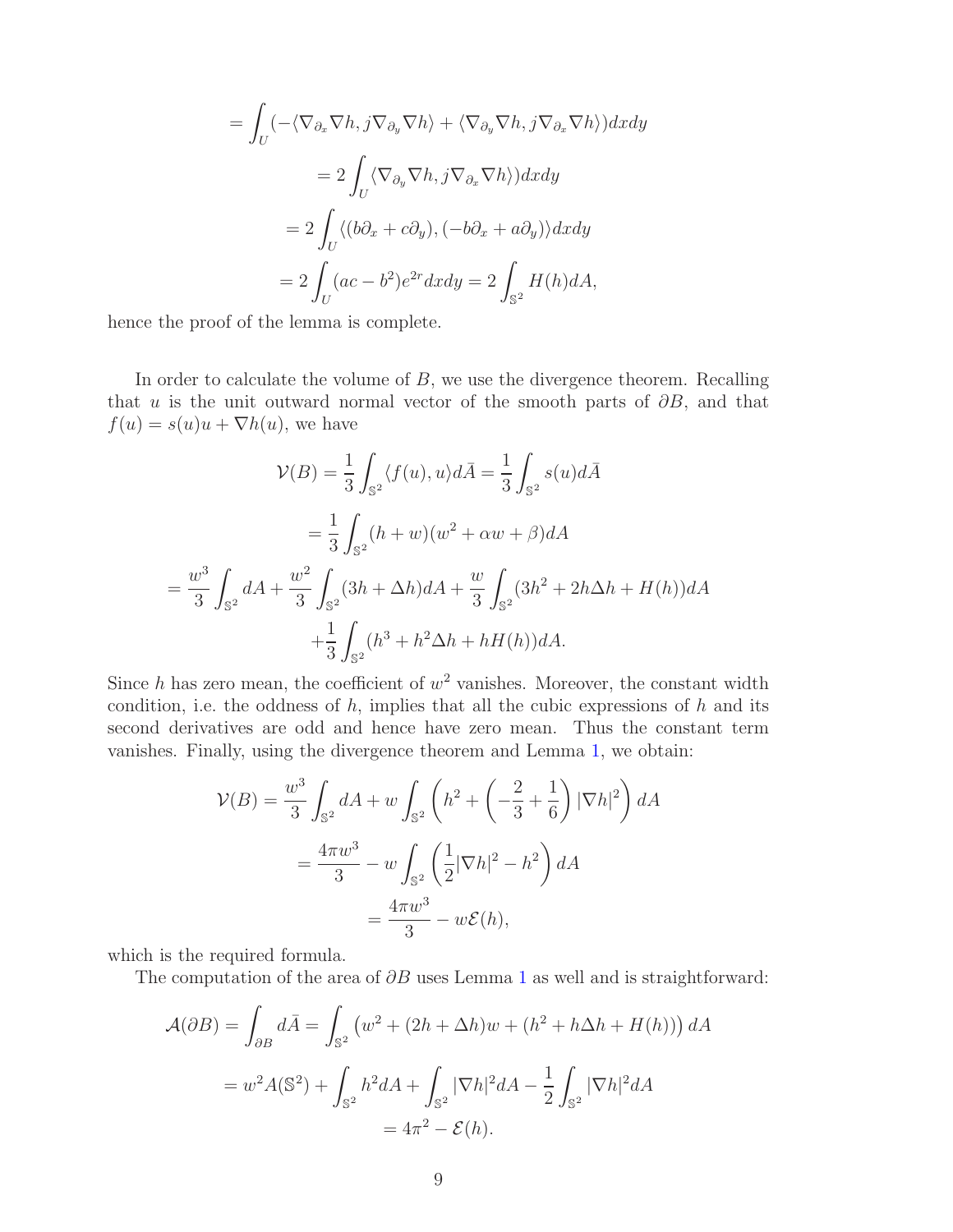$$= \int_U (-\langle \nabla_{\partial_x} \nabla h, j \nabla_{\partial_y} \nabla h \rangle + \langle \nabla_{\partial_y} \nabla h, j \nabla_{\partial_x} \nabla h \rangle) dx dy$$

$$= 2 \int_U \langle \nabla_{\partial_y} \nabla h, j \nabla_{\partial_x} \nabla h \rangle) dx dy$$

$$= 2 \int_U \langle (b\partial_x + c\partial_y), (-b\partial_x + a\partial_y) \rangle dx dy$$

$$= 2 \int_U (ac - b^2) e^{2r} dx dy = 2 \int_{\mathbb{S}^2} H(h) dA,$$

hence the proof of the lemma is complete.

In order to calculate the volume of $B$, we use the divergence theorem. Recalling that $u$ is the unit outward normal vector of the smooth parts of $\partial B$, and that $f(u) = s(u)u + \nabla h(u)$, we have

$$\mathcal{V}(B) = \frac{1}{3} \int_{\mathbb{S}^2} \langle f(u), u \rangle d\bar{A} = \frac{1}{3} \int_{\mathbb{S}^2} s(u) d\bar{A}$$

$$= \frac{1}{3} \int_{\mathbb{S}^2} (h + w)(w^2 + \alpha w + \beta) dA$$

$$= \frac{w^3}{3} \int_{\mathbb{S}^2} dA + \frac{w^2}{3} \int_{\mathbb{S}^2} (3h + \Delta h) dA + \frac{w}{3} \int_{\mathbb{S}^2} (3h^2 + 2h\Delta h + H(h)) dA$$

$$+ \frac{1}{3} \int_{\mathbb{S}^2} (h^3 + h^2 \Delta h + hH(h)) dA.$$

Since $h$ has zero mean, the coefficient of $w^2$ vanishes. Moreover, the constant width condition, i.e. the oddness of $h$, implies that all the cubic expressions of $h$ and its second derivatives are odd and hence have zero mean. Thus the constant term vanishes. Finally, using the divergence theorem and Lemma 1, we obtain:

$$\mathcal{V}(B) = \frac{w^3}{3} \int_{\mathbb{S}^2} dA + w \int_{\mathbb{S}^2} \left( h^2 + \left( -\frac{2}{3} + \frac{1}{6} \right) |\nabla h|^2 \right) dA$$

$$= \frac{4\pi w^3}{3} - w \int_{\mathbb{S}^2} \left( \frac{1}{2} |\nabla h|^2 - h^2 \right) dA$$

$$= \frac{4\pi w^3}{3} - w\mathcal{E}(h),$$

which is the required formula.

The computation of the area of $\partial B$ uses Lemma 1 as well and is straightforward:

$$\mathcal{A}(\partial B) = \int_{\partial B} d\bar{A} = \int_{\mathbb{S}^2} \left( w^2 + (2h + \Delta h) w + (h^2 + h\Delta h + H(h)) \right) dA$$

$$= w^2 A(\mathbb{S}^2) + \int_{\mathbb{S}^2} h^2 dA + \int_{\mathbb{S}^2} |\nabla h|^2 dA - \frac{1}{2} \int_{\mathbb{S}^2} |\nabla h|^2 dA$$

$$= 4\pi^2 - \mathcal{E}(h).$$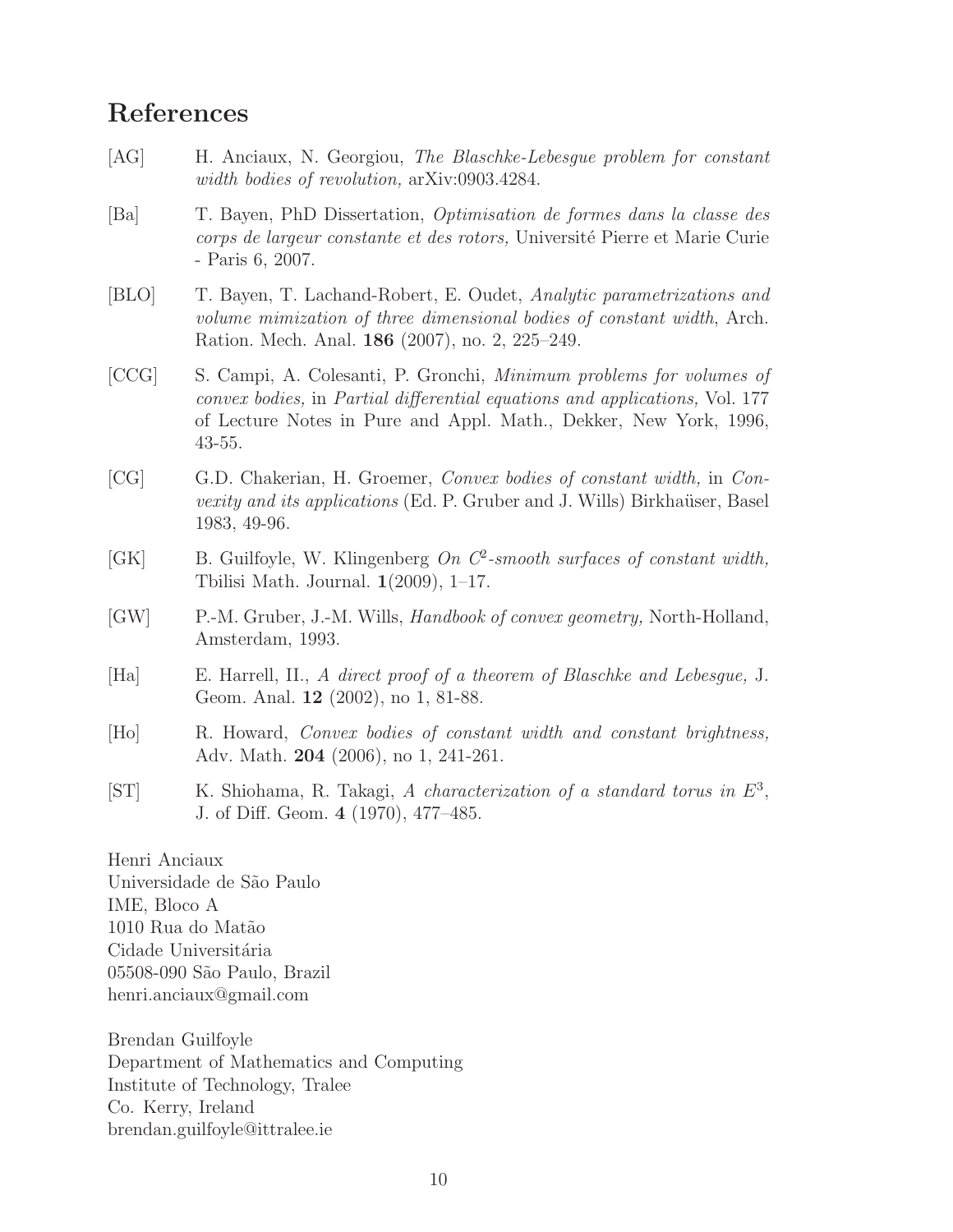## References

[AG] H. Anciaux, N. Georgiou, *The Blaschke-Lebesgue problem for constant width bodies of revolution,* arXiv:0903.4284.

[Ba] T. Bayen, PhD Dissertation, *Optimisation de formes dans la classe des corps de largeur constante et des rotors,* Université Pierre et Marie Curie - Paris 6, 2007.

[BLO] T. Bayen, T. Lachand-Robert, E. Oudet, *Analytic parametrizations and volume mimization of three dimensional bodies of constant width*, Arch. Ration. Mech. Anal. **186** (2007), no. 2, 225–249.

[CCG] S. Campi, A. Colesanti, P. Gronchi, *Minimum problems for volumes of convex bodies,* in *Partial differential equations and applications,* Vol. 177 of Lecture Notes in Pure and Appl. Math., Dekker, New York, 1996, 43-55.

[CG] G.D. Chakerian, H. Groemer, *Convex bodies of constant width,* in *Convexity and its applications* (Ed. P. Gruber and J. Wills) Birkhaüser, Basel 1983, 49-96.

[GK] B. Guilfoyle, W. Klingenberg *On $C^2$-smooth surfaces of constant width,* Tbilisi Math. Journal. **1**(2009), 1–17.

[GW] P.-M. Gruber, J.-M. Wills, *Handbook of convex geometry,* North-Holland, Amsterdam, 1993.

[Ha] E. Harrell, II., *A direct proof of a theorem of Blaschke and Lebesgue,* J. Geom. Anal. **12** (2002), no 1, 81-88.

[Ho] R. Howard, *Convex bodies of constant width and constant brightness,* Adv. Math. **204** (2006), no 1, 241-261.

[ST] K. Shiohama, R. Takagi, *A characterization of a standard torus in $E^3$*, J. of Diff. Geom. **4** (1970), 477–485.

Henri Anciaux
Universidade de São Paulo
IME, Bloco A
1010 Rua do Matão
Cidade Universitária
05508-090 São Paulo, Brazil
henri.anciaux@gmail.com

Brendan Guilfoyle
Department of Mathematics and Computing
Institute of Technology, Tralee
Co. Kerry, Ireland
brendan.guilfoyle@ittralee.ie